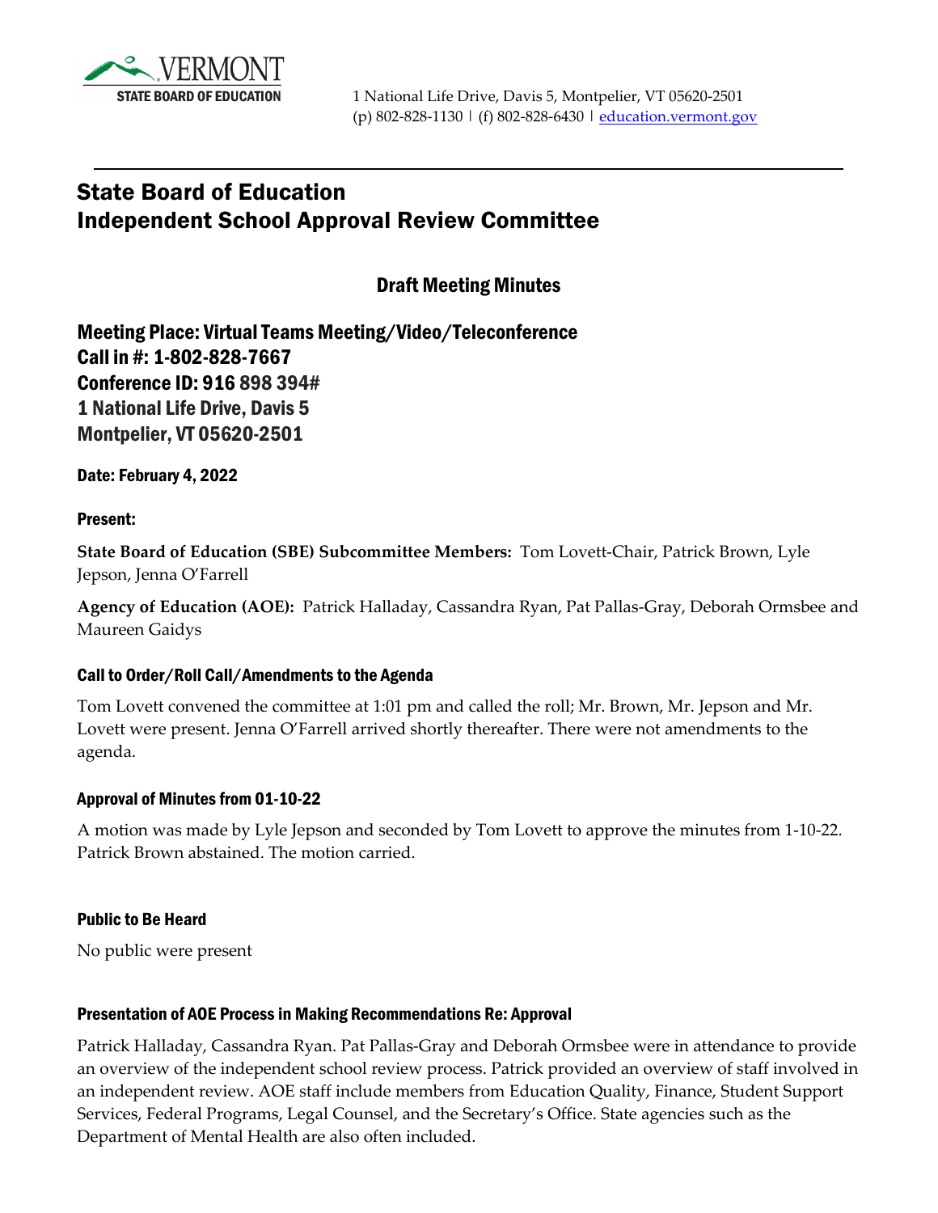VERMONT
STATE BOARD OF EDUCATION

1 National Life Drive, Davis 5, Montpelier, VT 05620-2501
(p) 802-828-1130 | (f) 802-828-6430 | education.vermont.gov

# State Board of Education
# Independent School Approval Review Committee

## Draft Meeting Minutes

### Meeting Place: Virtual Teams Meeting/Video/Teleconference
### Call in #: 1-802-828-7667
### Conference ID: 916 898 394#
### 1 National Life Drive, Davis 5
### Montpelier, VT 05620-2501

**Date: February 4, 2022**

**Present:**

**State Board of Education (SBE) Subcommittee Members:** Tom Lovett-Chair, Patrick Brown, Lyle Jepson, Jenna O'Farrell

**Agency of Education (AOE):** Patrick Halladay, Cassandra Ryan, Pat Pallas-Gray, Deborah Ormsbee and Maureen Gaidys

#### Call to Order/Roll Call/Amendments to the Agenda

Tom Lovett convened the committee at 1:01 pm and called the roll; Mr. Brown, Mr. Jepson and Mr. Lovett were present. Jenna O'Farrell arrived shortly thereafter. There were not amendments to the agenda.

#### Approval of Minutes from 01-10-22

A motion was made by Lyle Jepson and seconded by Tom Lovett to approve the minutes from 1-10-22. Patrick Brown abstained. The motion carried.

#### Public to Be Heard

No public were present

#### Presentation of AOE Process in Making Recommendations Re: Approval

Patrick Halladay, Cassandra Ryan. Pat Pallas-Gray and Deborah Ormsbee were in attendance to provide an overview of the independent school review process. Patrick provided an overview of staff involved in an independent review. AOE staff include members from Education Quality, Finance, Student Support Services, Federal Programs, Legal Counsel, and the Secretary's Office. State agencies such as the Department of Mental Health are also often included.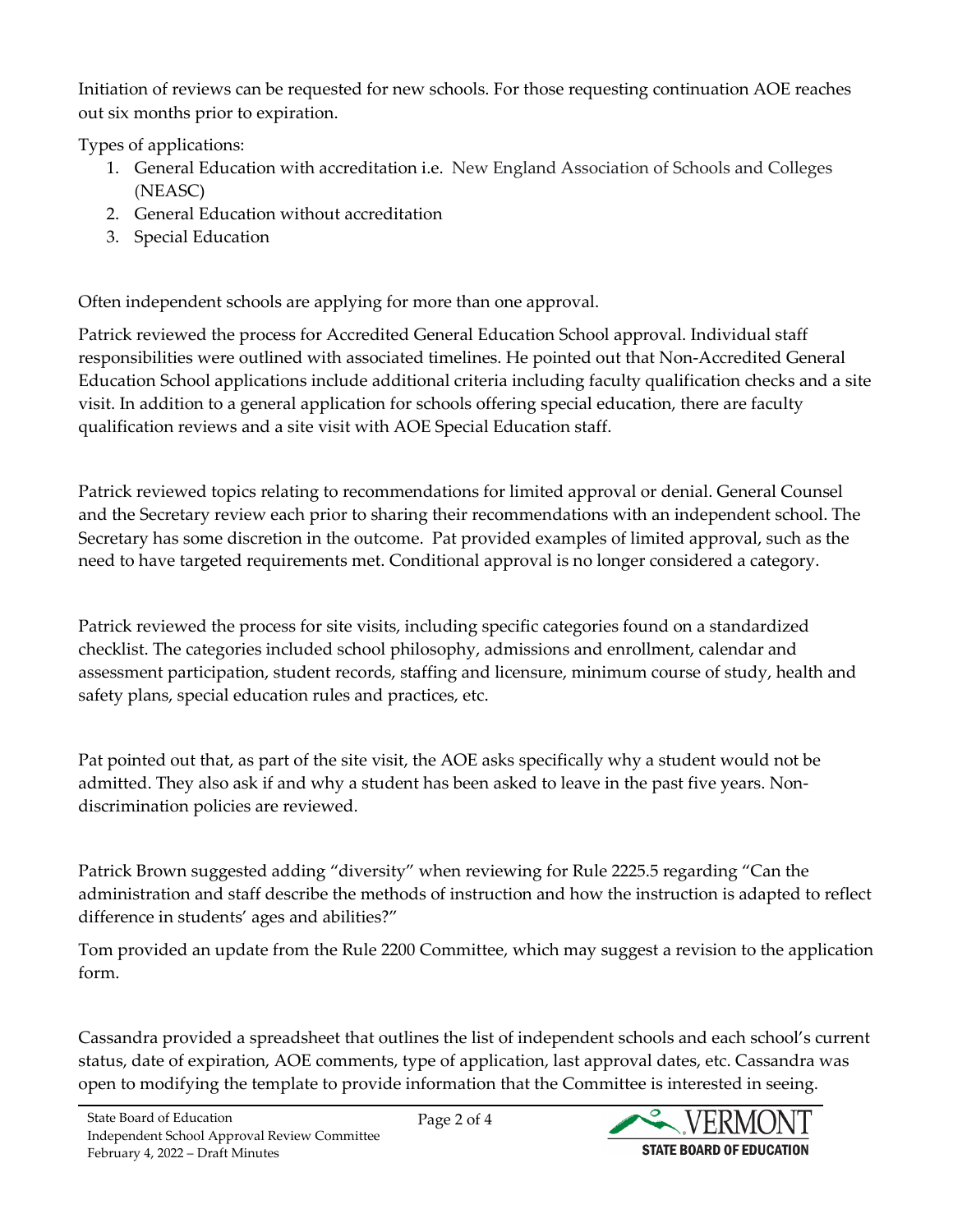Initiation of reviews can be requested for new schools. For those requesting continuation AOE reaches out six months prior to expiration.

Types of applications:

1. General Education with accreditation i.e. New England Association of Schools and Colleges (NEASC)
2. General Education without accreditation
3. Special Education

Often independent schools are applying for more than one approval.

Patrick reviewed the process for Accredited General Education School approval. Individual staff responsibilities were outlined with associated timelines. He pointed out that Non-Accredited General Education School applications include additional criteria including faculty qualification checks and a site visit. In addition to a general application for schools offering special education, there are faculty qualification reviews and a site visit with AOE Special Education staff.

Patrick reviewed topics relating to recommendations for limited approval or denial. General Counsel and the Secretary review each prior to sharing their recommendations with an independent school. The Secretary has some discretion in the outcome. Pat provided examples of limited approval, such as the need to have targeted requirements met. Conditional approval is no longer considered a category.

Patrick reviewed the process for site visits, including specific categories found on a standardized checklist. The categories included school philosophy, admissions and enrollment, calendar and assessment participation, student records, staffing and licensure, minimum course of study, health and safety plans, special education rules and practices, etc.

Pat pointed out that, as part of the site visit, the AOE asks specifically why a student would not be admitted. They also ask if and why a student has been asked to leave in the past five years. Non-discrimination policies are reviewed.

Patrick Brown suggested adding "diversity" when reviewing for Rule 2225.5 regarding "Can the administration and staff describe the methods of instruction and how the instruction is adapted to reflect difference in students' ages and abilities?"

Tom provided an update from the Rule 2200 Committee, which may suggest a revision to the application form.

Cassandra provided a spreadsheet that outlines the list of independent schools and each school's current status, date of expiration, AOE comments, type of application, last approval dates, etc. Cassandra was open to modifying the template to provide information that the Committee is interested in seeing.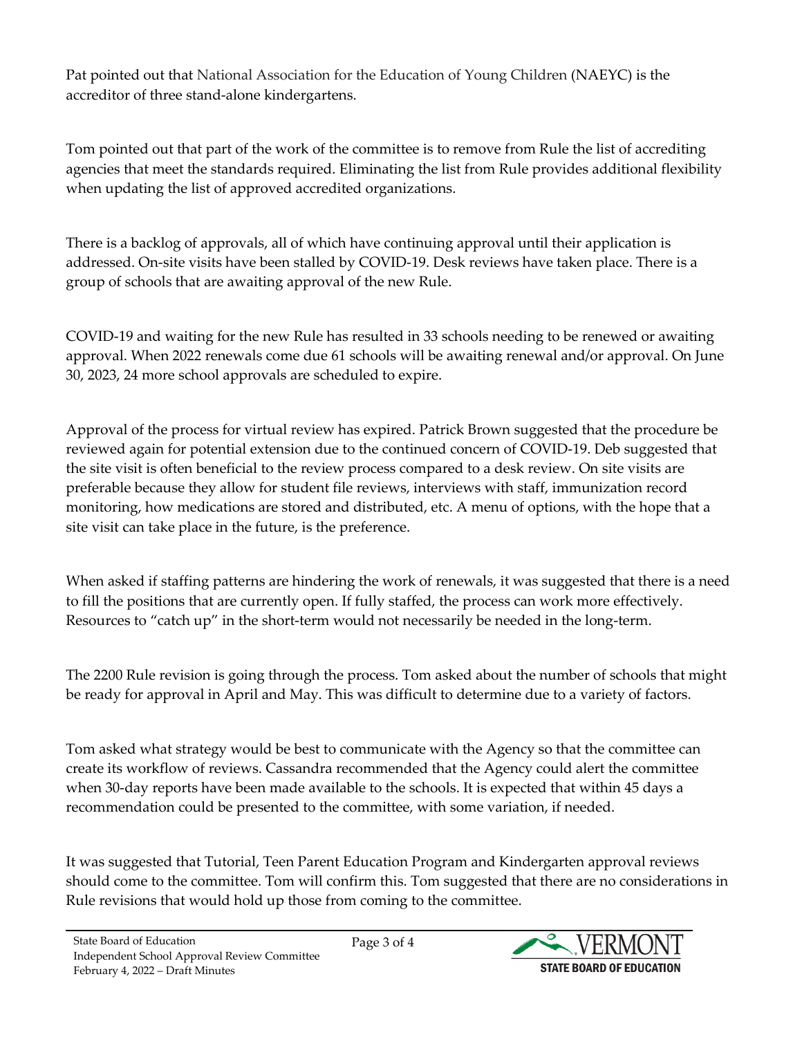Pat pointed out that National Association for the Education of Young Children (NAEYC) is the accreditor of three stand-alone kindergartens.

Tom pointed out that part of the work of the committee is to remove from Rule the list of accrediting agencies that meet the standards required. Eliminating the list from Rule provides additional flexibility when updating the list of approved accredited organizations.

There is a backlog of approvals, all of which have continuing approval until their application is addressed. On-site visits have been stalled by COVID-19. Desk reviews have taken place. There is a group of schools that are awaiting approval of the new Rule.

COVID-19 and waiting for the new Rule has resulted in 33 schools needing to be renewed or awaiting approval. When 2022 renewals come due 61 schools will be awaiting renewal and/or approval. On June 30, 2023, 24 more school approvals are scheduled to expire.

Approval of the process for virtual review has expired. Patrick Brown suggested that the procedure be reviewed again for potential extension due to the continued concern of COVID-19. Deb suggested that the site visit is often beneficial to the review process compared to a desk review. On site visits are preferable because they allow for student file reviews, interviews with staff, immunization record monitoring, how medications are stored and distributed, etc. A menu of options, with the hope that a site visit can take place in the future, is the preference.

When asked if staffing patterns are hindering the work of renewals, it was suggested that there is a need to fill the positions that are currently open. If fully staffed, the process can work more effectively. Resources to "catch up" in the short-term would not necessarily be needed in the long-term.

The 2200 Rule revision is going through the process. Tom asked about the number of schools that might be ready for approval in April and May. This was difficult to determine due to a variety of factors.

Tom asked what strategy would be best to communicate with the Agency so that the committee can create its workflow of reviews. Cassandra recommended that the Agency could alert the committee when 30-day reports have been made available to the schools. It is expected that within 45 days a recommendation could be presented to the committee, with some variation, if needed.

It was suggested that Tutorial, Teen Parent Education Program and Kindergarten approval reviews should come to the committee. Tom will confirm this. Tom suggested that there are no considerations in Rule revisions that would hold up those from coming to the committee.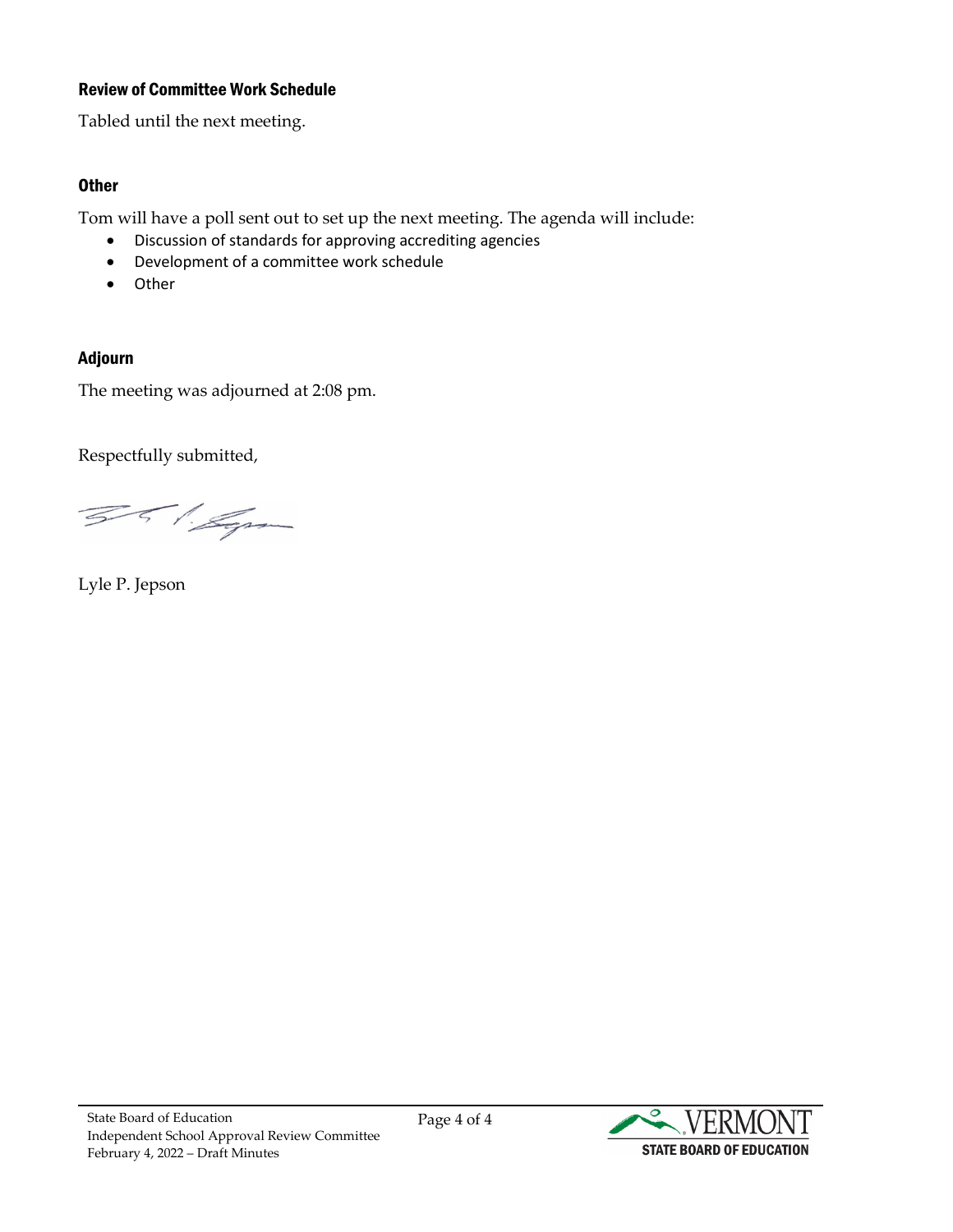### Review of Committee Work Schedule

Tabled until the next meeting.

### Other

Tom will have a poll sent out to set up the next meeting. The agenda will include:

- Discussion of standards for approving accrediting agencies
- Development of a committee work schedule
- Other

### Adjourn

The meeting was adjourned at 2:08 pm.

Respectfully submitted,

Lyle P. Jepson